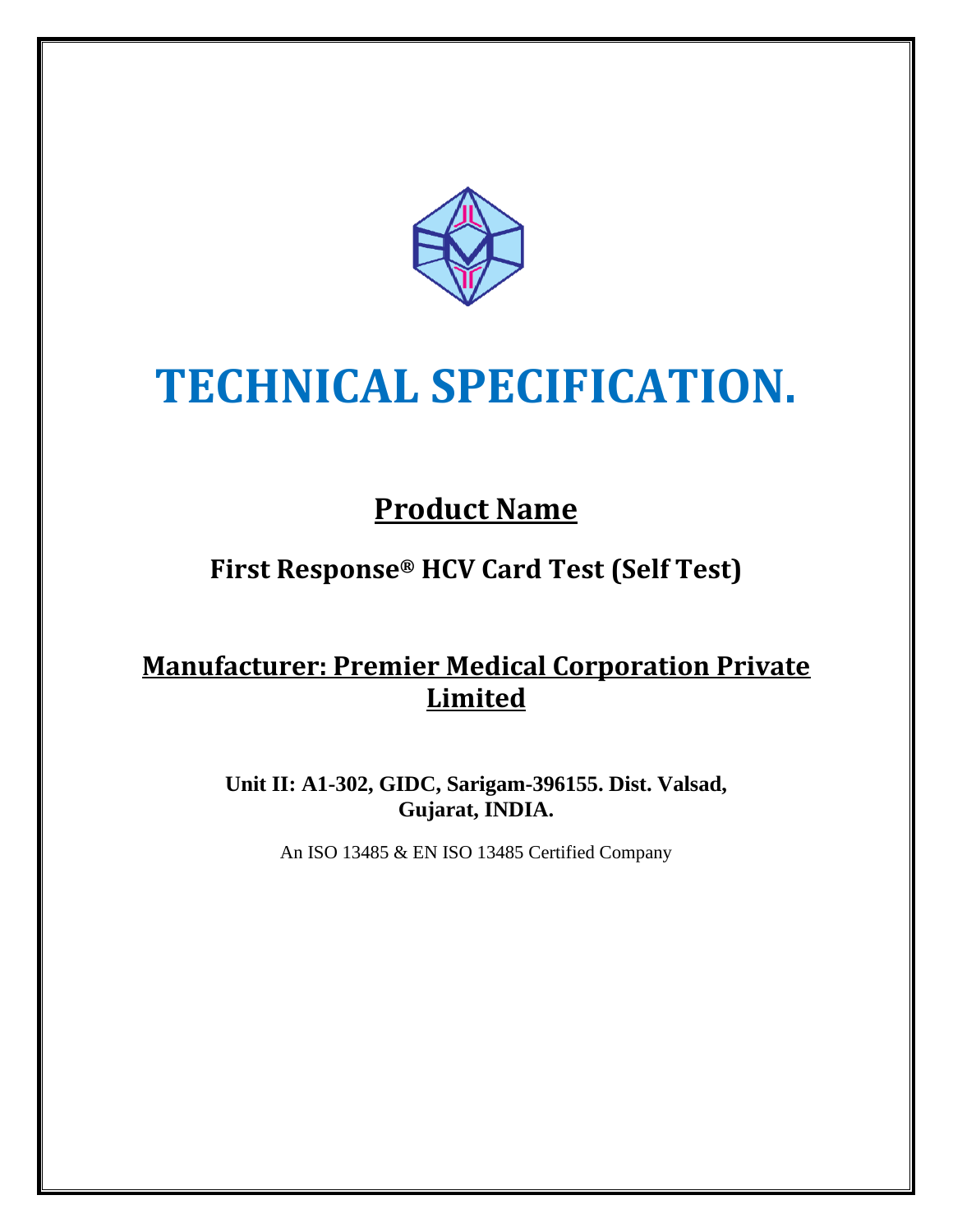# TECHNICAL SPECIFICATION.

## Product Name

### First Response® HCV Card Test (Self Test)

## Manufacturer: Premier Medical Corporation Private Limited

**Unit II: A1-302, GIDC, Sarigam-396155. Dist. Valsad, Gujarat, INDIA.**

An ISO 13485 & EN ISO 13485 Certified Company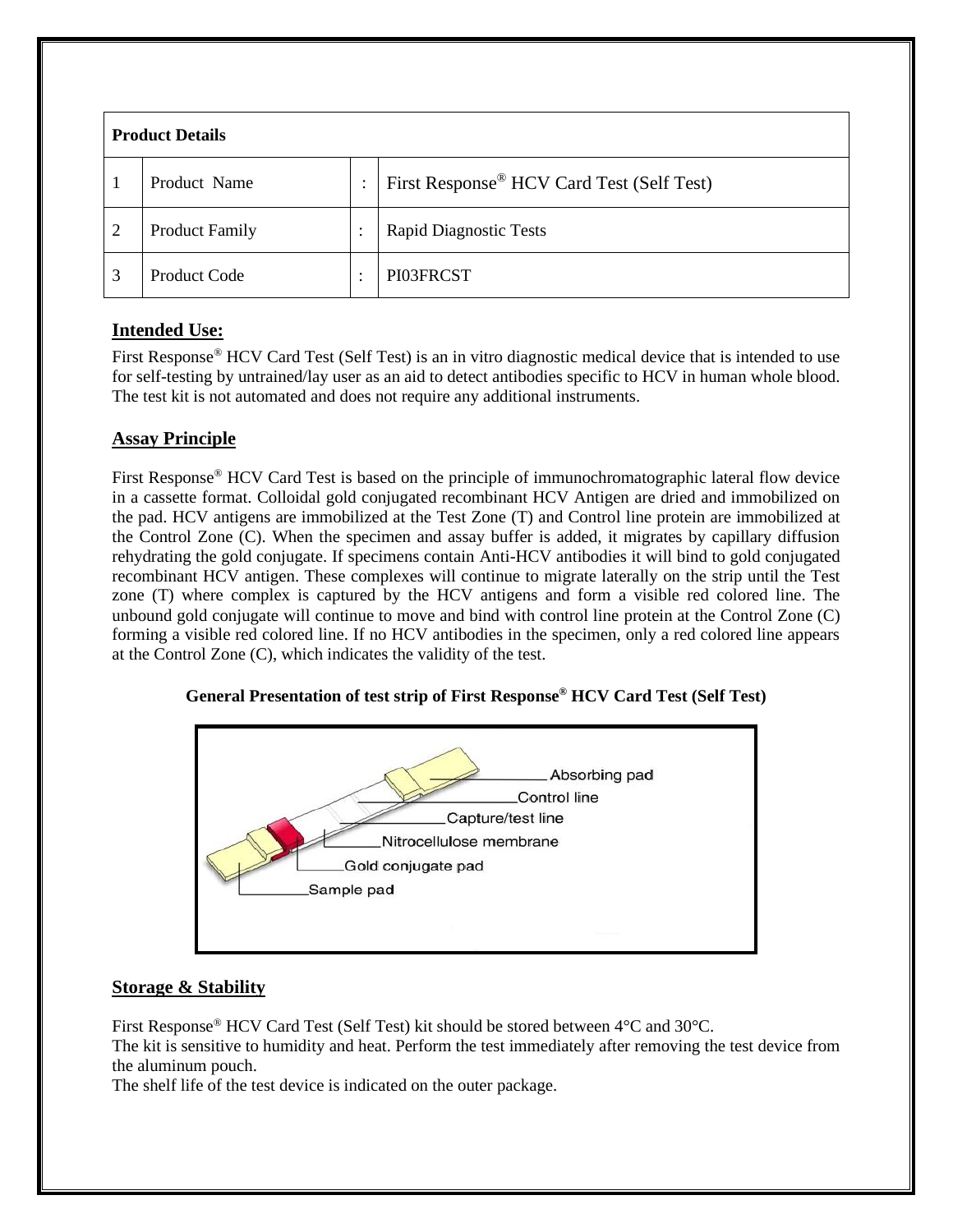| Product Details | | | |
|---|---|---|---|
| 1 | Product Name | : | First Response® HCV Card Test (Self Test) |
| 2 | Product Family | : | Rapid Diagnostic Tests |
| 3 | Product Code | : | PI03FRCST |

## Intended Use:

First Response® HCV Card Test (Self Test) is an in vitro diagnostic medical device that is intended to use for self-testing by untrained/lay user as an aid to detect antibodies specific to HCV in human whole blood. The test kit is not automated and does not require any additional instruments.

## Assay Principle

First Response® HCV Card Test is based on the principle of immunochromatographic lateral flow device in a cassette format. Colloidal gold conjugated recombinant HCV Antigen are dried and immobilized on the pad. HCV antigens are immobilized at the Test Zone (T) and Control line protein are immobilized at the Control Zone (C). When the specimen and assay buffer is added, it migrates by capillary diffusion rehydrating the gold conjugate. If specimens contain Anti-HCV antibodies it will bind to gold conjugated recombinant HCV antigen. These complexes will continue to migrate laterally on the strip until the Test zone (T) where complex is captured by the HCV antigens and form a visible red colored line. The unbound gold conjugate will continue to move and bind with control line protein at the Control Zone (C) forming a visible red colored line. If no HCV antibodies in the specimen, only a red colored line appears at the Control Zone (C), which indicates the validity of the test.

**General Presentation of test strip of First Response® HCV Card Test (Self Test)**

Absorbing pad
Control line
Capture/test line
Nitrocellulose membrane
Gold conjugate pad
Sample pad

## Storage & Stability

First Response® HCV Card Test (Self Test) kit should be stored between 4°C and 30°C.
The kit is sensitive to humidity and heat. Perform the test immediately after removing the test device from the aluminum pouch.
The shelf life of the test device is indicated on the outer package.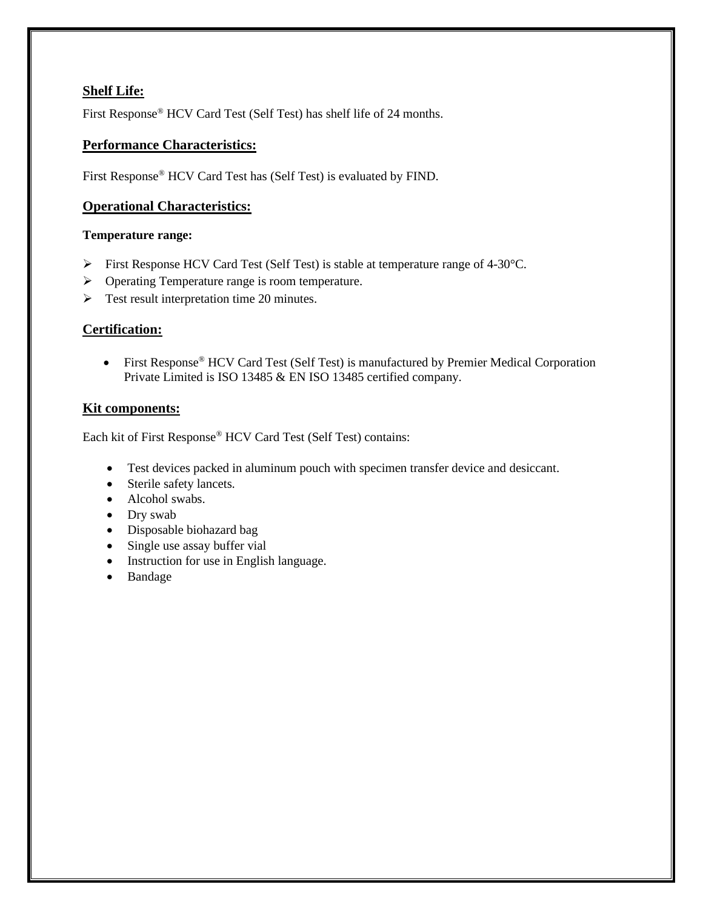## Shelf Life:

First Response® HCV Card Test (Self Test) has shelf life of 24 months.

## Performance Characteristics:

First Response® HCV Card Test has (Self Test) is evaluated by FIND.

## Operational Characteristics:

**Temperature range:**

- First Response HCV Card Test (Self Test) is stable at temperature range of 4-30°C.
- Operating Temperature range is room temperature.
- Test result interpretation time 20 minutes.

## Certification:

- First Response® HCV Card Test (Self Test) is manufactured by Premier Medical Corporation Private Limited is ISO 13485 & EN ISO 13485 certified company.

## Kit components:

Each kit of First Response® HCV Card Test (Self Test) contains:

- Test devices packed in aluminum pouch with specimen transfer device and desiccant.
- Sterile safety lancets.
- Alcohol swabs.
- Dry swab
- Disposable biohazard bag
- Single use assay buffer vial
- Instruction for use in English language.
- Bandage